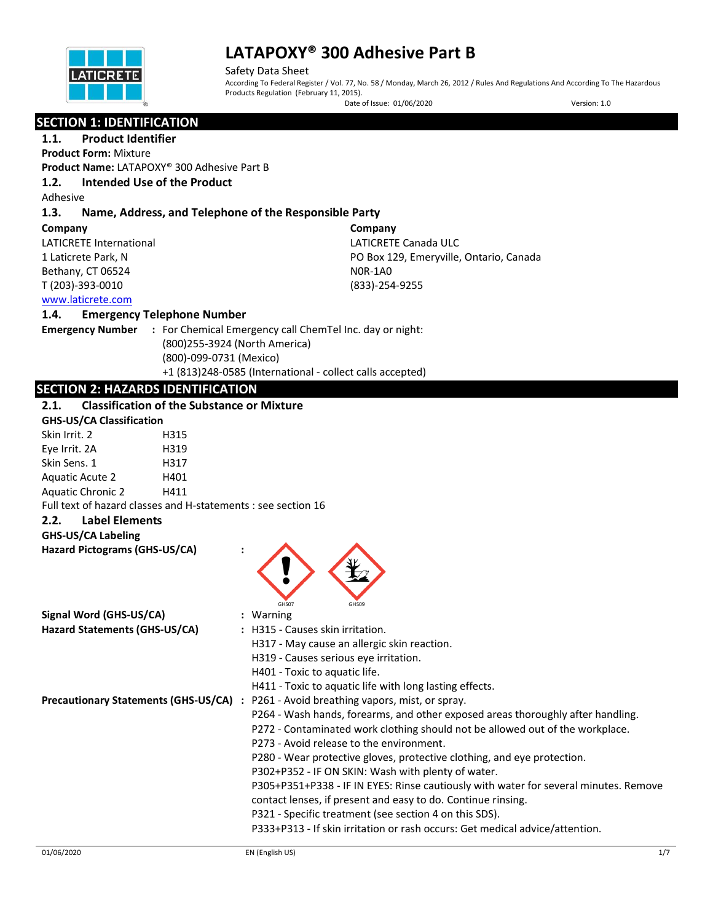# LATAPOXY® 300 Adhesive Part B

Safety Data Sheet

According To Federal Register / Vol. 77, No. 58 / Monday, March 26, 2012 / Rules And Regulations And According To The Hazardous Products Regulation (February 11, 2015).

Date of Issue: 01/06/2020 Version: 1.0

## SECTION 1: IDENTIFICATION

### 1.1. Product Identifier

**Product Form:** Mixture

**Product Name:** LATAPOXY® 300 Adhesive Part B

### 1.2. Intended Use of the Product

Adhesive

### 1.3. Name, Address, and Telephone of the Responsible Party

**Company**
LATICRETE International
1 Laticrete Park, N
Bethany, CT 06524
T (203)-393-0010
www.laticrete.com

**Company**
LATICRETE Canada ULC
PO Box 129, Emeryville, Ontario, Canada
N0R-1A0
(833)-254-9255

### 1.4. Emergency Telephone Number

**Emergency Number** : For Chemical Emergency call ChemTel Inc. day or night:
(800)255-3924 (North America)
(800)-099-0731 (Mexico)
+1 (813)248-0585 (International - collect calls accepted)

## SECTION 2: HAZARDS IDENTIFICATION

### 2.1. Classification of the Substance or Mixture

**GHS-US/CA Classification**

| | |
|---|---|
| Skin Irrit. 2 | H315 |
| Eye Irrit. 2A | H319 |
| Skin Sens. 1 | H317 |
| Aquatic Acute 2 | H401 |
| Aquatic Chronic 2 | H411 |

Full text of hazard classes and H-statements : see section 16

### 2.2. Label Elements

**GHS-US/CA Labeling**

**Hazard Pictograms (GHS-US/CA)** : GHS07 GHS09

**Signal Word (GHS-US/CA)** : Warning

**Hazard Statements (GHS-US/CA)** : H315 - Causes skin irritation.
H317 - May cause an allergic skin reaction.
H319 - Causes serious eye irritation.
H401 - Toxic to aquatic life.
H411 - Toxic to aquatic life with long lasting effects.

**Precautionary Statements (GHS-US/CA)** : P261 - Avoid breathing vapors, mist, or spray.
P264 - Wash hands, forearms, and other exposed areas thoroughly after handling.
P272 - Contaminated work clothing should not be allowed out of the workplace.
P273 - Avoid release to the environment.
P280 - Wear protective gloves, protective clothing, and eye protection.
P302+P352 - IF ON SKIN: Wash with plenty of water.
P305+P351+P338 - IF IN EYES: Rinse cautiously with water for several minutes. Remove contact lenses, if present and easy to do. Continue rinsing.
P321 - Specific treatment (see section 4 on this SDS).
P333+P313 - If skin irritation or rash occurs: Get medical advice/attention.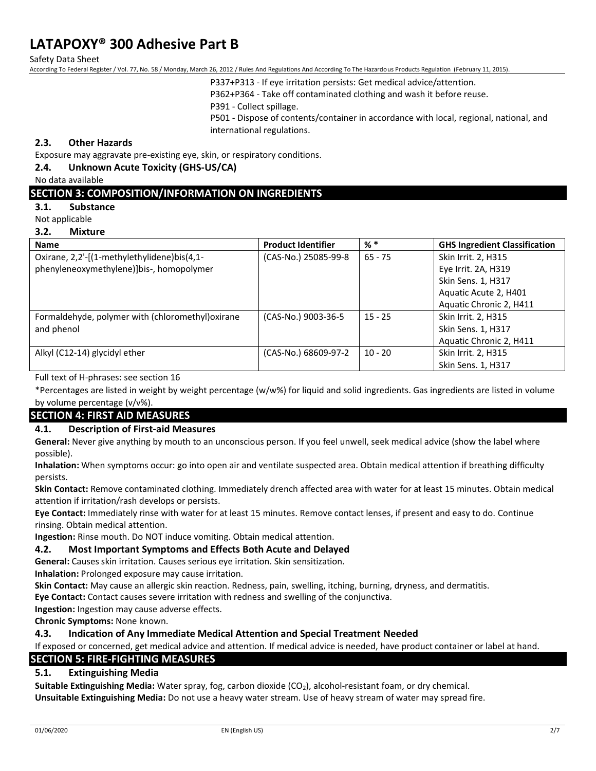P337+P313 - If eye irritation persists: Get medical advice/attention.
P362+P364 - Take off contaminated clothing and wash it before reuse.
P391 - Collect spillage.
P501 - Dispose of contents/container in accordance with local, regional, national, and international regulations.

### 2.3. Other Hazards

Exposure may aggravate pre-existing eye, skin, or respiratory conditions.

### 2.4. Unknown Acute Toxicity (GHS-US/CA)

No data available

## SECTION 3: COMPOSITION/INFORMATION ON INGREDIENTS

### 3.1. Substance

Not applicable

### 3.2. Mixture

| Name | Product Identifier | % * | GHS Ingredient Classification |
|---|---|---|---|
| Oxirane, 2,2'-[(1-methylethylidene)bis(4,1-phenyleneoxymethylene)]bis-, homopolymer | (CAS-No.) 25085-99-8 | 65 - 75 | Skin Irrit. 2, H315<br>Eye Irrit. 2A, H319<br>Skin Sens. 1, H317<br>Aquatic Acute 2, H401<br>Aquatic Chronic 2, H411 |
| Formaldehyde, polymer with (chloromethyl)oxirane and phenol | (CAS-No.) 9003-36-5 | 15 - 25 | Skin Irrit. 2, H315<br>Skin Sens. 1, H317<br>Aquatic Chronic 2, H411 |
| Alkyl (C12-14) glycidyl ether | (CAS-No.) 68609-97-2 | 10 - 20 | Skin Irrit. 2, H315<br>Skin Sens. 1, H317 |

Full text of H-phrases: see section 16

*Percentages are listed in weight by weight percentage (w/w%) for liquid and solid ingredients. Gas ingredients are listed in volume by volume percentage (v/v%).

## SECTION 4: FIRST AID MEASURES

### 4.1. Description of First-aid Measures

**General:** Never give anything by mouth to an unconscious person. If you feel unwell, seek medical advice (show the label where possible).

**Inhalation:** When symptoms occur: go into open air and ventilate suspected area. Obtain medical attention if breathing difficulty persists.

**Skin Contact:** Remove contaminated clothing. Immediately drench affected area with water for at least 15 minutes. Obtain medical attention if irritation/rash develops or persists.

**Eye Contact:** Immediately rinse with water for at least 15 minutes. Remove contact lenses, if present and easy to do. Continue rinsing. Obtain medical attention.

**Ingestion:** Rinse mouth. Do NOT induce vomiting. Obtain medical attention.

### 4.2. Most Important Symptoms and Effects Both Acute and Delayed

**General:** Causes skin irritation. Causes serious eye irritation. Skin sensitization.

**Inhalation:** Prolonged exposure may cause irritation.

**Skin Contact:** May cause an allergic skin reaction. Redness, pain, swelling, itching, burning, dryness, and dermatitis.

**Eye Contact:** Contact causes severe irritation with redness and swelling of the conjunctiva.

**Ingestion:** Ingestion may cause adverse effects.

**Chronic Symptoms:** None known.

### 4.3. Indication of Any Immediate Medical Attention and Special Treatment Needed

If exposed or concerned, get medical advice and attention. If medical advice is needed, have product container or label at hand.

## SECTION 5: FIRE-FIGHTING MEASURES

### 5.1. Extinguishing Media

**Suitable Extinguishing Media:** Water spray, fog, carbon dioxide ($CO_2$), alcohol-resistant foam, or dry chemical.

**Unsuitable Extinguishing Media:** Do not use a heavy water stream. Use of heavy stream of water may spread fire.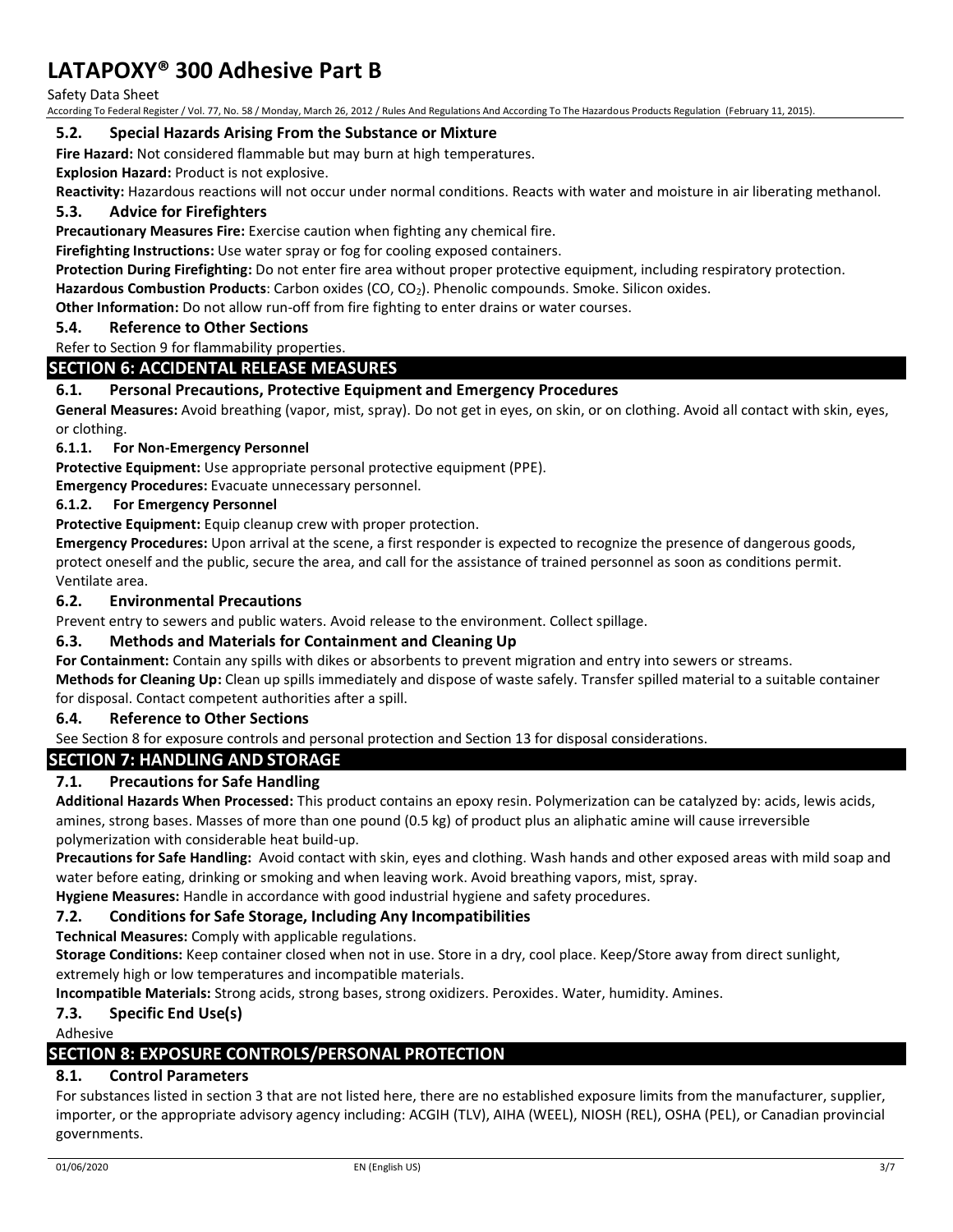### 5.2. Special Hazards Arising From the Substance or Mixture

**Fire Hazard:** Not considered flammable but may burn at high temperatures.

**Explosion Hazard:** Product is not explosive.

**Reactivity:** Hazardous reactions will not occur under normal conditions. Reacts with water and moisture in air liberating methanol.

### 5.3. Advice for Firefighters

**Precautionary Measures Fire:** Exercise caution when fighting any chemical fire.

**Firefighting Instructions:** Use water spray or fog for cooling exposed containers.

**Protection During Firefighting:** Do not enter fire area without proper protective equipment, including respiratory protection.

**Hazardous Combustion Products**: Carbon oxides (CO, $CO_2$). Phenolic compounds. Smoke. Silicon oxides.

**Other Information:** Do not allow run-off from fire fighting to enter drains or water courses.

### 5.4. Reference to Other Sections

Refer to Section 9 for flammability properties.

## SECTION 6: ACCIDENTAL RELEASE MEASURES

### 6.1. Personal Precautions, Protective Equipment and Emergency Procedures

**General Measures:** Avoid breathing (vapor, mist, spray). Do not get in eyes, on skin, or on clothing. Avoid all contact with skin, eyes, or clothing.

#### 6.1.1. For Non-Emergency Personnel

**Protective Equipment:** Use appropriate personal protective equipment (PPE).

**Emergency Procedures:** Evacuate unnecessary personnel.

#### 6.1.2. For Emergency Personnel

**Protective Equipment:** Equip cleanup crew with proper protection.

**Emergency Procedures:** Upon arrival at the scene, a first responder is expected to recognize the presence of dangerous goods, protect oneself and the public, secure the area, and call for the assistance of trained personnel as soon as conditions permit. Ventilate area.

### 6.2. Environmental Precautions

Prevent entry to sewers and public waters. Avoid release to the environment. Collect spillage.

### 6.3. Methods and Materials for Containment and Cleaning Up

**For Containment:** Contain any spills with dikes or absorbents to prevent migration and entry into sewers or streams.

**Methods for Cleaning Up:** Clean up spills immediately and dispose of waste safely. Transfer spilled material to a suitable container for disposal. Contact competent authorities after a spill.

### 6.4. Reference to Other Sections

See Section 8 for exposure controls and personal protection and Section 13 for disposal considerations.

## SECTION 7: HANDLING AND STORAGE

### 7.1. Precautions for Safe Handling

**Additional Hazards When Processed:** This product contains an epoxy resin. Polymerization can be catalyzed by: acids, lewis acids, amines, strong bases. Masses of more than one pound (0.5 kg) of product plus an aliphatic amine will cause irreversible polymerization with considerable heat build-up.

**Precautions for Safe Handling:** Avoid contact with skin, eyes and clothing. Wash hands and other exposed areas with mild soap and water before eating, drinking or smoking and when leaving work. Avoid breathing vapors, mist, spray.

**Hygiene Measures:** Handle in accordance with good industrial hygiene and safety procedures.

### 7.2. Conditions for Safe Storage, Including Any Incompatibilities

**Technical Measures:** Comply with applicable regulations.

**Storage Conditions:** Keep container closed when not in use. Store in a dry, cool place. Keep/Store away from direct sunlight, extremely high or low temperatures and incompatible materials.

**Incompatible Materials:** Strong acids, strong bases, strong oxidizers. Peroxides. Water, humidity. Amines.

### 7.3. Specific End Use(s)

Adhesive

## SECTION 8: EXPOSURE CONTROLS/PERSONAL PROTECTION

### 8.1. Control Parameters

For substances listed in section 3 that are not listed here, there are no established exposure limits from the manufacturer, supplier, importer, or the appropriate advisory agency including: ACGIH (TLV), AIHA (WEEL), NIOSH (REL), OSHA (PEL), or Canadian provincial governments.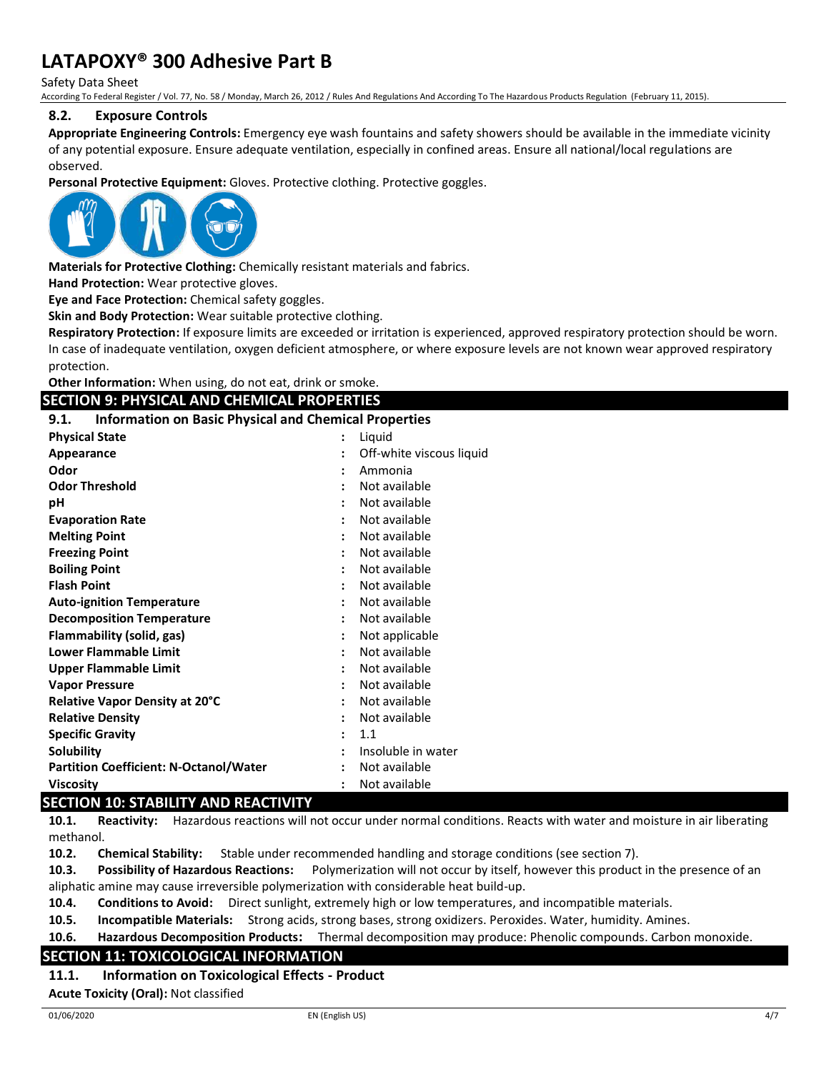### 8.2. Exposure Controls

**Appropriate Engineering Controls:** Emergency eye wash fountains and safety showers should be available in the immediate vicinity of any potential exposure. Ensure adequate ventilation, especially in confined areas. Ensure all national/local regulations are observed.

**Personal Protective Equipment:** Gloves. Protective clothing. Protective goggles.

**Materials for Protective Clothing:** Chemically resistant materials and fabrics.

**Hand Protection:** Wear protective gloves.

**Eye and Face Protection:** Chemical safety goggles.

**Skin and Body Protection:** Wear suitable protective clothing.

**Respiratory Protection:** If exposure limits are exceeded or irritation is experienced, approved respiratory protection should be worn. In case of inadequate ventilation, oxygen deficient atmosphere, or where exposure levels are not known wear approved respiratory protection.

**Other Information:** When using, do not eat, drink or smoke.

## SECTION 9: PHYSICAL AND CHEMICAL PROPERTIES

### 9.1. Information on Basic Physical and Chemical Properties

| | | |
|---|---|---|
| **Physical State** | : | Liquid |
| **Appearance** | : | Off-white viscous liquid |
| **Odor** | : | Ammonia |
| **Odor Threshold** | : | Not available |
| **pH** | : | Not available |
| **Evaporation Rate** | : | Not available |
| **Melting Point** | : | Not available |
| **Freezing Point** | : | Not available |
| **Boiling Point** | : | Not available |
| **Flash Point** | : | Not available |
| **Auto-ignition Temperature** | : | Not available |
| **Decomposition Temperature** | : | Not available |
| **Flammability (solid, gas)** | : | Not applicable |
| **Lower Flammable Limit** | : | Not available |
| **Upper Flammable Limit** | : | Not available |
| **Vapor Pressure** | : | Not available |
| **Relative Vapor Density at 20°C** | : | Not available |
| **Relative Density** | : | Not available |
| **Specific Gravity** | : | 1.1 |
| **Solubility** | : | Insoluble in water |
| **Partition Coefficient: N-Octanol/Water** | : | Not available |
| **Viscosity** | : | Not available |

## SECTION 10: STABILITY AND REACTIVITY

**10.1. Reactivity:** Hazardous reactions will not occur under normal conditions. Reacts with water and moisture in air liberating methanol.

**10.2. Chemical Stability:** Stable under recommended handling and storage conditions (see section 7).

**10.3. Possibility of Hazardous Reactions:** Polymerization will not occur by itself, however this product in the presence of an aliphatic amine may cause irreversible polymerization with considerable heat build-up.

**10.4. Conditions to Avoid:** Direct sunlight, extremely high or low temperatures, and incompatible materials.

**10.5. Incompatible Materials:** Strong acids, strong bases, strong oxidizers. Peroxides. Water, humidity. Amines.

**10.6. Hazardous Decomposition Products:** Thermal decomposition may produce: Phenolic compounds. Carbon monoxide.

## SECTION 11: TOXICOLOGICAL INFORMATION

### 11.1. Information on Toxicological Effects - Product

**Acute Toxicity (Oral):** Not classified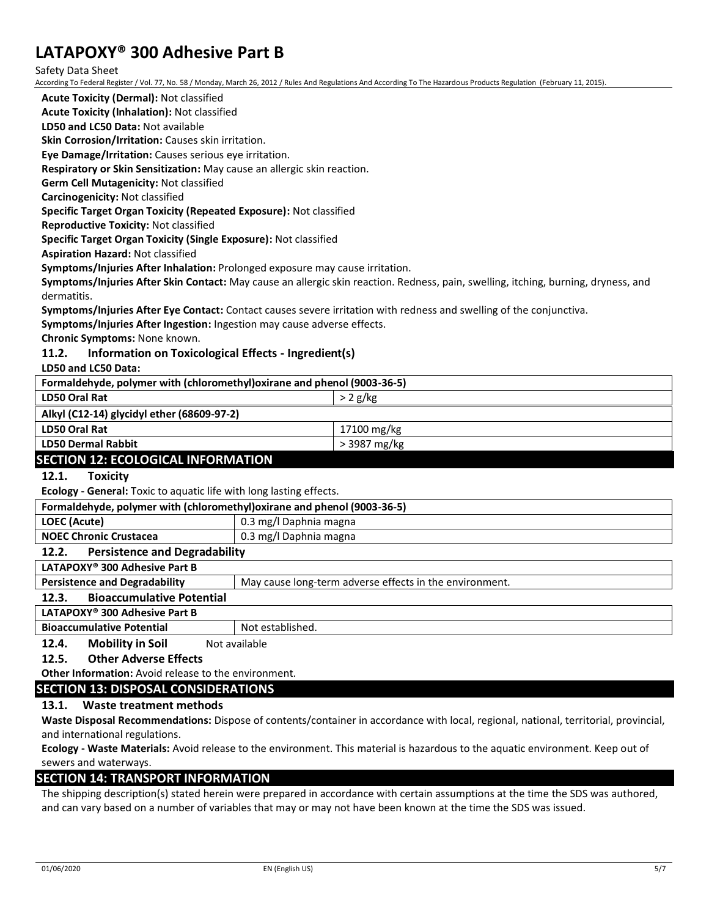**Acute Toxicity (Dermal):** Not classified

**Acute Toxicity (Inhalation):** Not classified

**LD50 and LC50 Data:** Not available

**Skin Corrosion/Irritation:** Causes skin irritation.

**Eye Damage/Irritation:** Causes serious eye irritation.

**Respiratory or Skin Sensitization:** May cause an allergic skin reaction.

**Germ Cell Mutagenicity:** Not classified

**Carcinogenicity:** Not classified

**Specific Target Organ Toxicity (Repeated Exposure):** Not classified

**Reproductive Toxicity:** Not classified

**Specific Target Organ Toxicity (Single Exposure):** Not classified

**Aspiration Hazard:** Not classified

**Symptoms/Injuries After Inhalation:** Prolonged exposure may cause irritation.

**Symptoms/Injuries After Skin Contact:** May cause an allergic skin reaction. Redness, pain, swelling, itching, burning, dryness, and dermatitis.

**Symptoms/Injuries After Eye Contact:** Contact causes severe irritation with redness and swelling of the conjunctiva.

**Symptoms/Injuries After Ingestion:** Ingestion may cause adverse effects.

**Chronic Symptoms:** None known.

### 11.2. Information on Toxicological Effects - Ingredient(s)

**LD50 and LC50 Data:**

| **Formaldehyde, polymer with (chloromethyl)oxirane and phenol (9003-36-5)** | |
|---|---|
| **LD50 Oral Rat** | > 2 g/kg |
| **Alkyl (C12-14) glycidyl ether (68609-97-2)** | |
| **LD50 Oral Rat** | 17100 mg/kg |
| **LD50 Dermal Rabbit** | > 3987 mg/kg |

## SECTION 12: ECOLOGICAL INFORMATION

### 12.1. Toxicity

**Ecology - General:** Toxic to aquatic life with long lasting effects.

| **Formaldehyde, polymer with (chloromethyl)oxirane and phenol (9003-36-5)** | |
|---|---|
| **LOEC (Acute)** | 0.3 mg/l Daphnia magna |
| **NOEC Chronic Crustacea** | 0.3 mg/l Daphnia magna |

### 12.2. Persistence and Degradability

| **LATAPOXY® 300 Adhesive Part B** | |
|---|---|
| **Persistence and Degradability** | May cause long-term adverse effects in the environment. |

### 12.3. Bioaccumulative Potential

| **LATAPOXY® 300 Adhesive Part B** | |
|---|---|
| **Bioaccumulative Potential** | Not established. |

### 12.4. Mobility in Soil

Not available

### 12.5. Other Adverse Effects

**Other Information:** Avoid release to the environment.

## SECTION 13: DISPOSAL CONSIDERATIONS

### 13.1. Waste treatment methods

**Waste Disposal Recommendations:** Dispose of contents/container in accordance with local, regional, national, territorial, provincial, and international regulations.

**Ecology - Waste Materials:** Avoid release to the environment. This material is hazardous to the aquatic environment. Keep out of sewers and waterways.

## SECTION 14: TRANSPORT INFORMATION

The shipping description(s) stated herein were prepared in accordance with certain assumptions at the time the SDS was authored, and can vary based on a number of variables that may or may not have been known at the time the SDS was issued.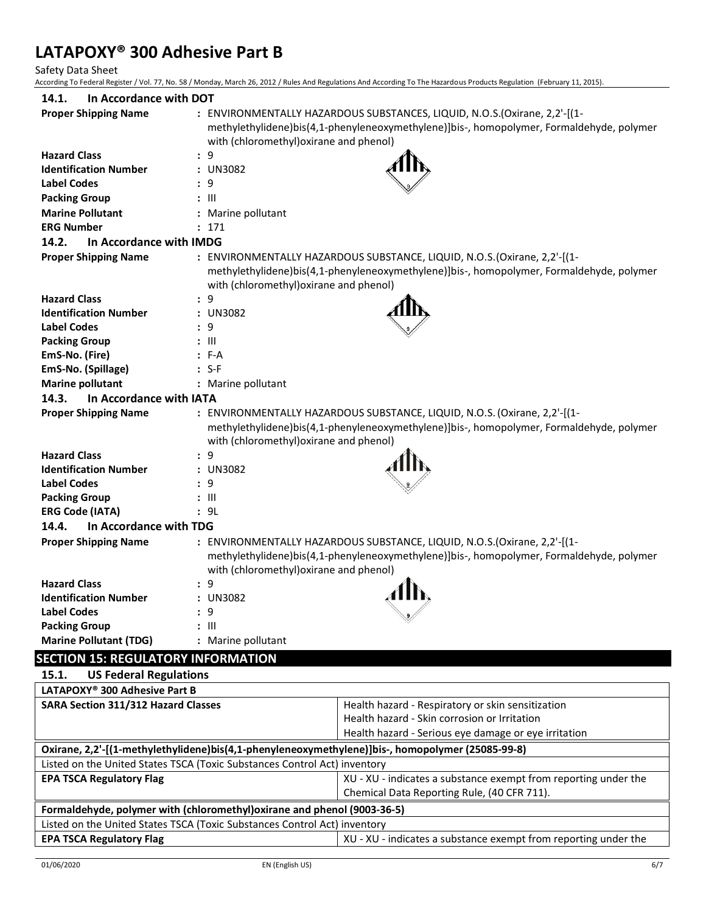### 14.1. In Accordance with DOT

**Proper Shipping Name** : ENVIRONMENTALLY HAZARDOUS SUBSTANCES, LIQUID, N.O.S.(Oxirane, 2,2'-[(1-methylethylidene)bis(4,1-phenyleneoxymethylene)]bis-, homopolymer, Formaldehyde, polymer with (chloromethyl)oxirane and phenol)

**Hazard Class** : 9

**Identification Number** : UN3082

**Label Codes** : 9

**Packing Group** : III

**Marine Pollutant** : Marine pollutant

**ERG Number** : 171

### 14.2. In Accordance with IMDG

**Proper Shipping Name** : ENVIRONMENTALLY HAZARDOUS SUBSTANCE, LIQUID, N.O.S.(Oxirane, 2,2'-[(1-methylethylidene)bis(4,1-phenyleneoxymethylene)]bis-, homopolymer, Formaldehyde, polymer with (chloromethyl)oxirane and phenol)

**Hazard Class** : 9

**Identification Number** : UN3082

**Label Codes** : 9

**Packing Group** : III

**EmS-No. (Fire)** : F-A

**EmS-No. (Spillage)** : S-F

**Marine pollutant** : Marine pollutant

### 14.3. In Accordance with IATA

**Proper Shipping Name** : ENVIRONMENTALLY HAZARDOUS SUBSTANCE, LIQUID, N.O.S. (Oxirane, 2,2'-[(1-methylethylidene)bis(4,1-phenyleneoxymethylene)]bis-, homopolymer, Formaldehyde, polymer with (chloromethyl)oxirane and phenol)

**Hazard Class** : 9

**Identification Number** : UN3082

**Label Codes** : 9

**Packing Group** : III

**ERG Code (IATA)** : 9L

### 14.4. In Accordance with TDG

**Proper Shipping Name** : ENVIRONMENTALLY HAZARDOUS SUBSTANCE, LIQUID, N.O.S.(Oxirane, 2,2'-[(1-methylethylidene)bis(4,1-phenyleneoxymethylene)]bis-, homopolymer, Formaldehyde, polymer with (chloromethyl)oxirane and phenol)

**Hazard Class** : 9

**Identification Number** : UN3082

**Label Codes** : 9

**Packing Group** : III

**Marine Pollutant (TDG)** : Marine pollutant

## SECTION 15: REGULATORY INFORMATION

### 15.1. US Federal Regulations

| **LATAPOXY® 300 Adhesive Part B** | |
|---|---|
| **SARA Section 311/312 Hazard Classes** | Health hazard - Respiratory or skin sensitization<br>Health hazard - Skin corrosion or Irritation<br>Health hazard - Serious eye damage or eye irritation |

| **Oxirane, 2,2'-[(1-methylethylidene)bis(4,1-phenyleneoxymethylene)]bis-, homopolymer (25085-99-8)** | |
|---|---|
| Listed on the United States TSCA (Toxic Substances Control Act) inventory | |
| **EPA TSCA Regulatory Flag** | XU - XU - indicates a substance exempt from reporting under the Chemical Data Reporting Rule, (40 CFR 711). |

| **Formaldehyde, polymer with (chloromethyl)oxirane and phenol (9003-36-5)** | |
|---|---|
| Listed on the United States TSCA (Toxic Substances Control Act) inventory | |
| **EPA TSCA Regulatory Flag** | XU - XU - indicates a substance exempt from reporting under the |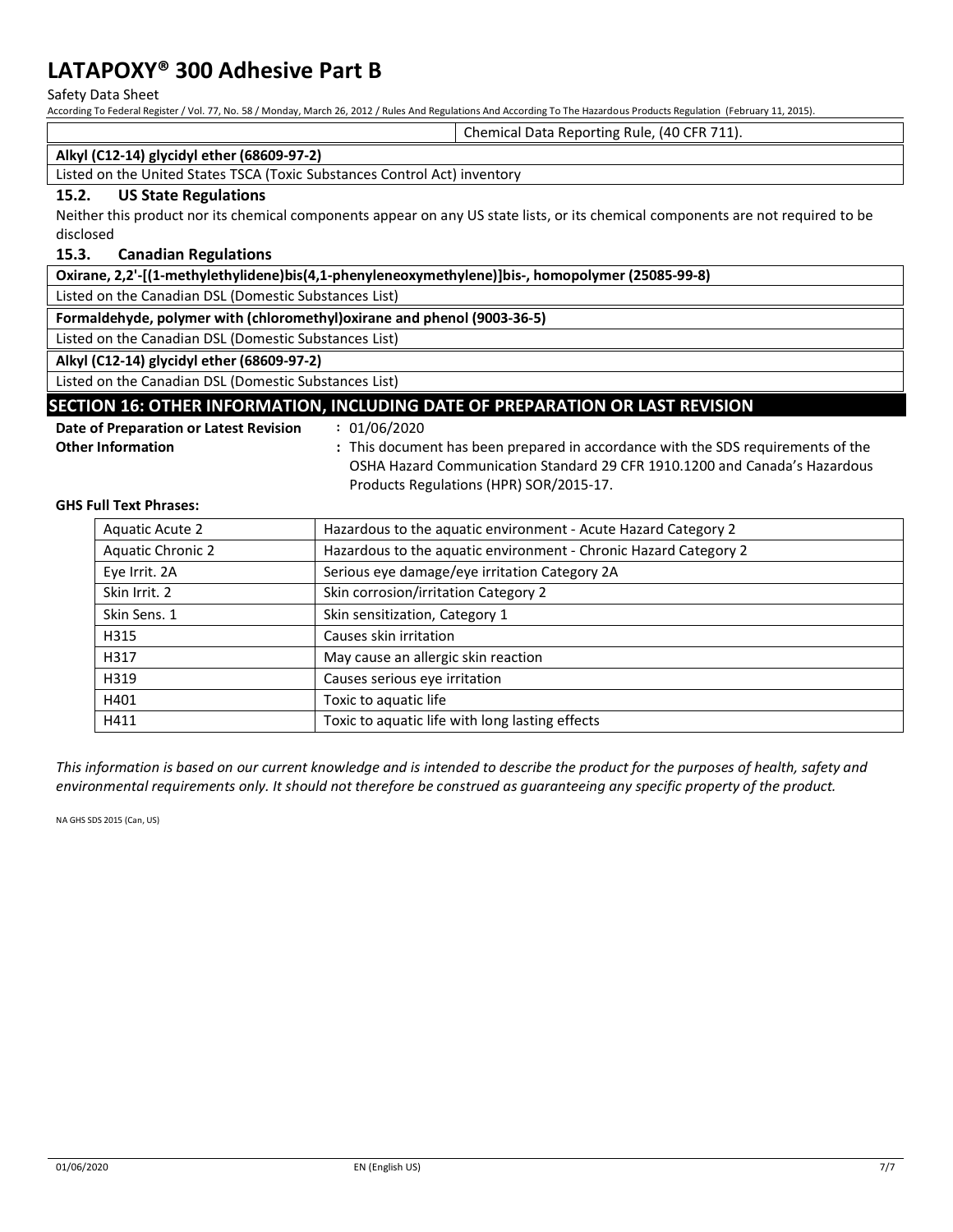| | |
|---|---|
| | Chemical Data Reporting Rule, (40 CFR 711). |

| |
|---|
| **Alkyl (C12-14) glycidyl ether (68609-97-2)** |
| Listed on the United States TSCA (Toxic Substances Control Act) inventory |

### 15.2. US State Regulations

Neither this product nor its chemical components appear on any US state lists, or its chemical components are not required to be disclosed

### 15.3. Canadian Regulations

| |
|---|
| **Oxirane, 2,2'-[(1-methylethylidene)bis(4,1-phenyleneoxymethylene)]bis-, homopolymer (25085-99-8)** |
| Listed on the Canadian DSL (Domestic Substances List) |
| **Formaldehyde, polymer with (chloromethyl)oxirane and phenol (9003-36-5)** |
| Listed on the Canadian DSL (Domestic Substances List) |
| **Alkyl (C12-14) glycidyl ether (68609-97-2)** |
| Listed on the Canadian DSL (Domestic Substances List) |

## SECTION 16: OTHER INFORMATION, INCLUDING DATE OF PREPARATION OR LAST REVISION

**Date of Preparation or Latest Revision** : 01/06/2020

**Other Information** : This document has been prepared in accordance with the SDS requirements of the OSHA Hazard Communication Standard 29 CFR 1910.1200 and Canada's Hazardous Products Regulations (HPR) SOR/2015-17.

**GHS Full Text Phrases:**

| | |
|---|---|
| Aquatic Acute 2 | Hazardous to the aquatic environment - Acute Hazard Category 2 |
| Aquatic Chronic 2 | Hazardous to the aquatic environment - Chronic Hazard Category 2 |
| Eye Irrit. 2A | Serious eye damage/eye irritation Category 2A |
| Skin Irrit. 2 | Skin corrosion/irritation Category 2 |
| Skin Sens. 1 | Skin sensitization, Category 1 |
| H315 | Causes skin irritation |
| H317 | May cause an allergic skin reaction |
| H319 | Causes serious eye irritation |
| H401 | Toxic to aquatic life |
| H411 | Toxic to aquatic life with long lasting effects |

*This information is based on our current knowledge and is intended to describe the product for the purposes of health, safety and environmental requirements only. It should not therefore be construed as guaranteeing any specific property of the product.*

NA GHS SDS 2015 (Can, US)